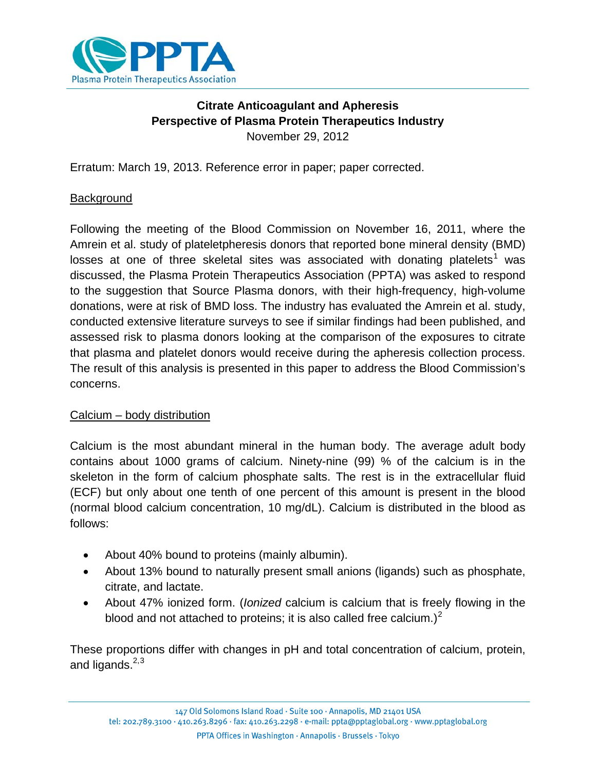**Citrate Anticoagulant and Apheresis**
**Perspective of Plasma Protein Therapeutics Industry**
November 29, 2012

Erratum: March 19, 2013. Reference error in paper; paper corrected.

## Background

Following the meeting of the Blood Commission on November 16, 2011, where the Amrein et al. study of plateletpheresis donors that reported bone mineral density (BMD) losses at one of three skeletal sites was associated with donating platelets[1] was discussed, the Plasma Protein Therapeutics Association (PPTA) was asked to respond to the suggestion that Source Plasma donors, with their high-frequency, high-volume donations, were at risk of BMD loss. The industry has evaluated the Amrein et al. study, conducted extensive literature surveys to see if similar findings had been published, and assessed risk to plasma donors looking at the comparison of the exposures to citrate that plasma and platelet donors would receive during the apheresis collection process. The result of this analysis is presented in this paper to address the Blood Commission's concerns.

## Calcium – body distribution

Calcium is the most abundant mineral in the human body. The average adult body contains about 1000 grams of calcium. Ninety-nine (99) % of the calcium is in the skeleton in the form of calcium phosphate salts. The rest is in the extracellular fluid (ECF) but only about one tenth of one percent of this amount is present in the blood (normal blood calcium concentration, 10 mg/dL). Calcium is distributed in the blood as follows:

- About 40% bound to proteins (mainly albumin).
- About 13% bound to naturally present small anions (ligands) such as phosphate, citrate, and lactate.
- About 47% ionized form. (*Ionized* calcium is calcium that is freely flowing in the blood and not attached to proteins; it is also called free calcium.)[2]

These proportions differ with changes in pH and total concentration of calcium, protein, and ligands.[2,3]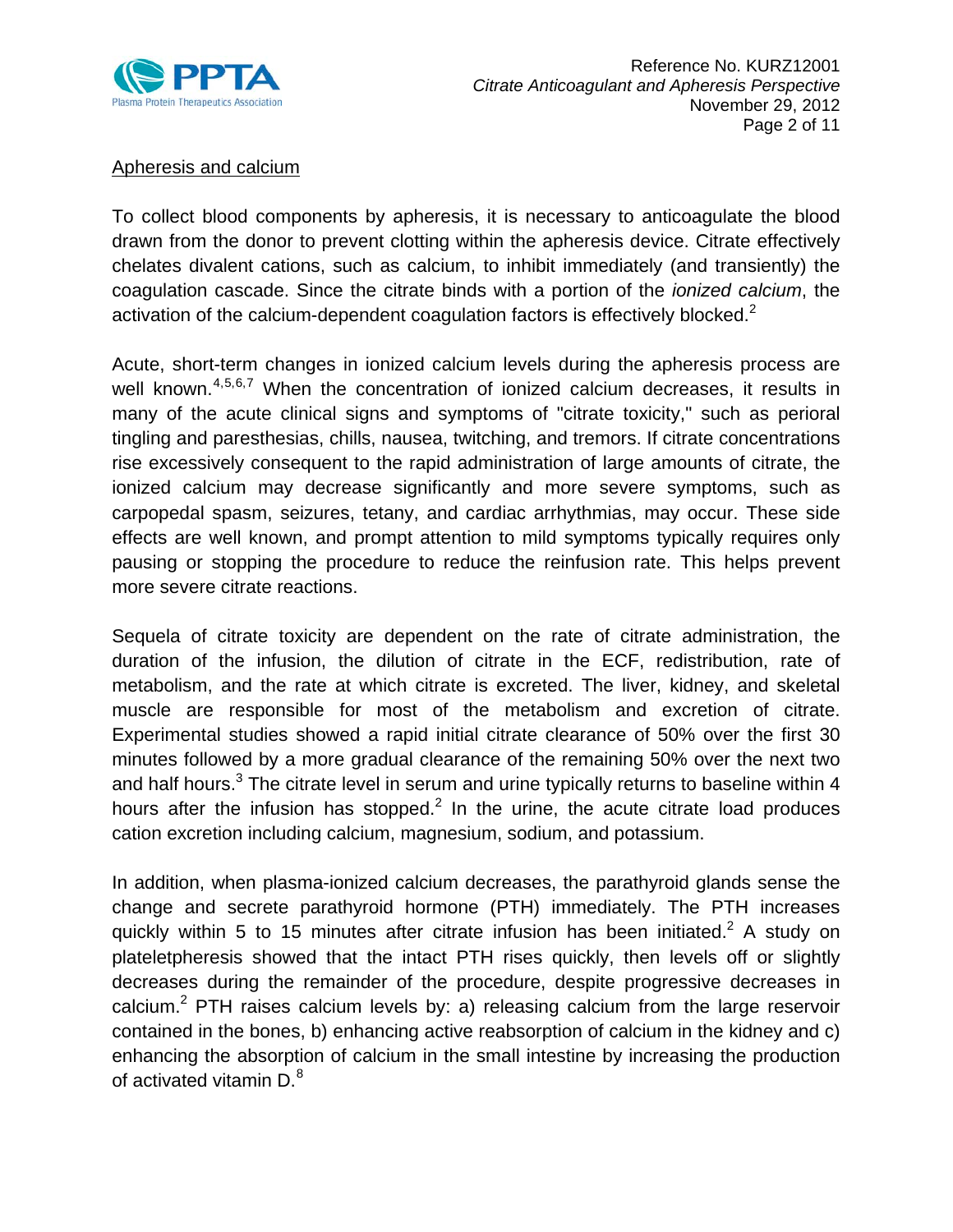## Apheresis and calcium

To collect blood components by apheresis, it is necessary to anticoagulate the blood drawn from the donor to prevent clotting within the apheresis device. Citrate effectively chelates divalent cations, such as calcium, to inhibit immediately (and transiently) the coagulation cascade. Since the citrate binds with a portion of the *ionized calcium*, the activation of the calcium-dependent coagulation factors is effectively blocked.[2]

Acute, short-term changes in ionized calcium levels during the apheresis process are well known.[4,5,6,7] When the concentration of ionized calcium decreases, it results in many of the acute clinical signs and symptoms of "citrate toxicity," such as perioral tingling and paresthesias, chills, nausea, twitching, and tremors. If citrate concentrations rise excessively consequent to the rapid administration of large amounts of citrate, the ionized calcium may decrease significantly and more severe symptoms, such as carpopedal spasm, seizures, tetany, and cardiac arrhythmias, may occur. These side effects are well known, and prompt attention to mild symptoms typically requires only pausing or stopping the procedure to reduce the reinfusion rate. This helps prevent more severe citrate reactions.

Sequela of citrate toxicity are dependent on the rate of citrate administration, the duration of the infusion, the dilution of citrate in the ECF, redistribution, rate of metabolism, and the rate at which citrate is excreted. The liver, kidney, and skeletal muscle are responsible for most of the metabolism and excretion of citrate. Experimental studies showed a rapid initial citrate clearance of 50% over the first 30 minutes followed by a more gradual clearance of the remaining 50% over the next two and half hours.[3] The citrate level in serum and urine typically returns to baseline within 4 hours after the infusion has stopped.[2] In the urine, the acute citrate load produces cation excretion including calcium, magnesium, sodium, and potassium.

In addition, when plasma-ionized calcium decreases, the parathyroid glands sense the change and secrete parathyroid hormone (PTH) immediately. The PTH increases quickly within 5 to 15 minutes after citrate infusion has been initiated.[2] A study on plateletpheresis showed that the intact PTH rises quickly, then levels off or slightly decreases during the remainder of the procedure, despite progressive decreases in calcium.[2] PTH raises calcium levels by: a) releasing calcium from the large reservoir contained in the bones, b) enhancing active reabsorption of calcium in the kidney and c) enhancing the absorption of calcium in the small intestine by increasing the production of activated vitamin D.[8]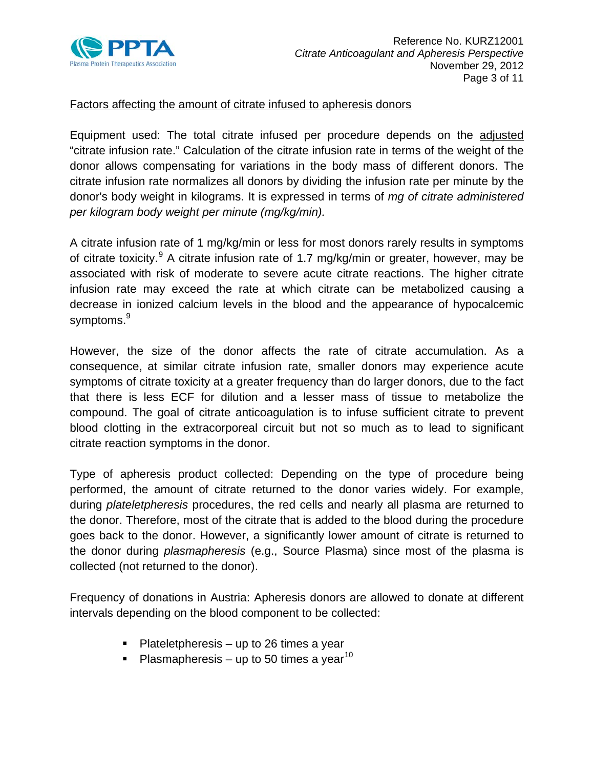<u>Factors affecting the amount of citrate infused to apheresis donors</u>

Equipment used: The total citrate infused per procedure depends on the <u>adjusted</u> "citrate infusion rate." Calculation of the citrate infusion rate in terms of the weight of the donor allows compensating for variations in the body mass of different donors. The citrate infusion rate normalizes all donors by dividing the infusion rate per minute by the donor's body weight in kilograms. It is expressed in terms of *mg of citrate administered per kilogram body weight per minute (mg/kg/min).*

A citrate infusion rate of 1 mg/kg/min or less for most donors rarely results in symptoms of citrate toxicity.[9] A citrate infusion rate of 1.7 mg/kg/min or greater, however, may be associated with risk of moderate to severe acute citrate reactions. The higher citrate infusion rate may exceed the rate at which citrate can be metabolized causing a decrease in ionized calcium levels in the blood and the appearance of hypocalcemic symptoms.[9]

However, the size of the donor affects the rate of citrate accumulation. As a consequence, at similar citrate infusion rate, smaller donors may experience acute symptoms of citrate toxicity at a greater frequency than do larger donors, due to the fact that there is less ECF for dilution and a lesser mass of tissue to metabolize the compound. The goal of citrate anticoagulation is to infuse sufficient citrate to prevent blood clotting in the extracorporeal circuit but not so much as to lead to significant citrate reaction symptoms in the donor.

Type of apheresis product collected: Depending on the type of procedure being performed, the amount of citrate returned to the donor varies widely. For example, during *plateletpheresis* procedures, the red cells and nearly all plasma are returned to the donor. Therefore, most of the citrate that is added to the blood during the procedure goes back to the donor. However, a significantly lower amount of citrate is returned to the donor during *plasmapheresis* (e.g., Source Plasma) since most of the plasma is collected (not returned to the donor).

Frequency of donations in Austria: Apheresis donors are allowed to donate at different intervals depending on the blood component to be collected:

- Plateletpheresis – up to 26 times a year
- Plasmapheresis – up to 50 times a year[10]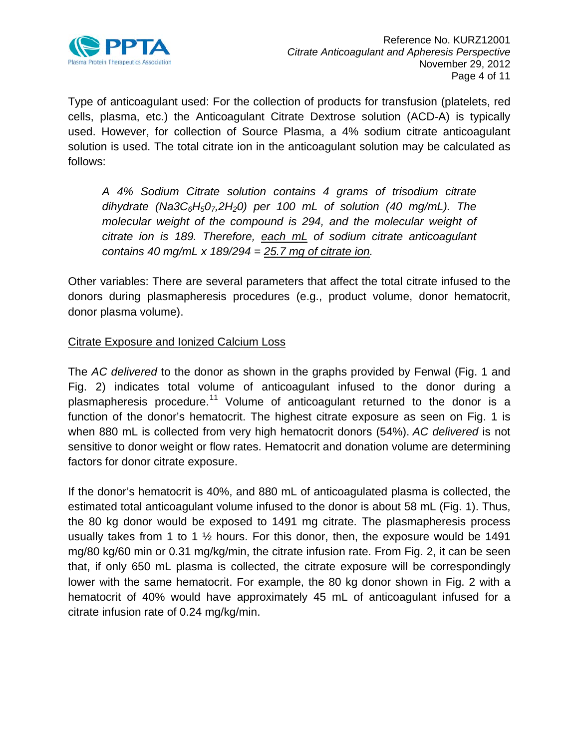Type of anticoagulant used: For the collection of products for transfusion (platelets, red cells, plasma, etc.) the Anticoagulant Citrate Dextrose solution (ACD-A) is typically used. However, for collection of Source Plasma, a 4% sodium citrate anticoagulant solution is used. The total citrate ion in the anticoagulant solution may be calculated as follows:

> *A 4% Sodium Citrate solution contains 4 grams of trisodium citrate dihydrate ($Na3C_6H_50_7,2H_20$) per 100 mL of solution (40 mg/mL). The molecular weight of the compound is 294, and the molecular weight of citrate ion is 189. Therefore, each mL of sodium citrate anticoagulant contains 40 mg/mL x 189/294 = 25.7 mg of citrate ion.*

Other variables: There are several parameters that affect the total citrate infused to the donors during plasmapheresis procedures (e.g., product volume, donor hematocrit, donor plasma volume).

## Citrate Exposure and Ionized Calcium Loss

The *AC delivered* to the donor as shown in the graphs provided by Fenwal (Fig. 1 and Fig. 2) indicates total volume of anticoagulant infused to the donor during a plasmapheresis procedure.[11] Volume of anticoagulant returned to the donor is a function of the donor's hematocrit. The highest citrate exposure as seen on Fig. 1 is when 880 mL is collected from very high hematocrit donors (54%). *AC delivered* is not sensitive to donor weight or flow rates. Hematocrit and donation volume are determining factors for donor citrate exposure.

If the donor's hematocrit is 40%, and 880 mL of anticoagulated plasma is collected, the estimated total anticoagulant volume infused to the donor is about 58 mL (Fig. 1). Thus, the 80 kg donor would be exposed to 1491 mg citrate. The plasmapheresis process usually takes from 1 to 1 ½ hours. For this donor, then, the exposure would be 1491 mg/80 kg/60 min or 0.31 mg/kg/min, the citrate infusion rate. From Fig. 2, it can be seen that, if only 650 mL plasma is collected, the citrate exposure will be correspondingly lower with the same hematocrit. For example, the 80 kg donor shown in Fig. 2 with a hematocrit of 40% would have approximately 45 mL of anticoagulant infused for a citrate infusion rate of 0.24 mg/kg/min.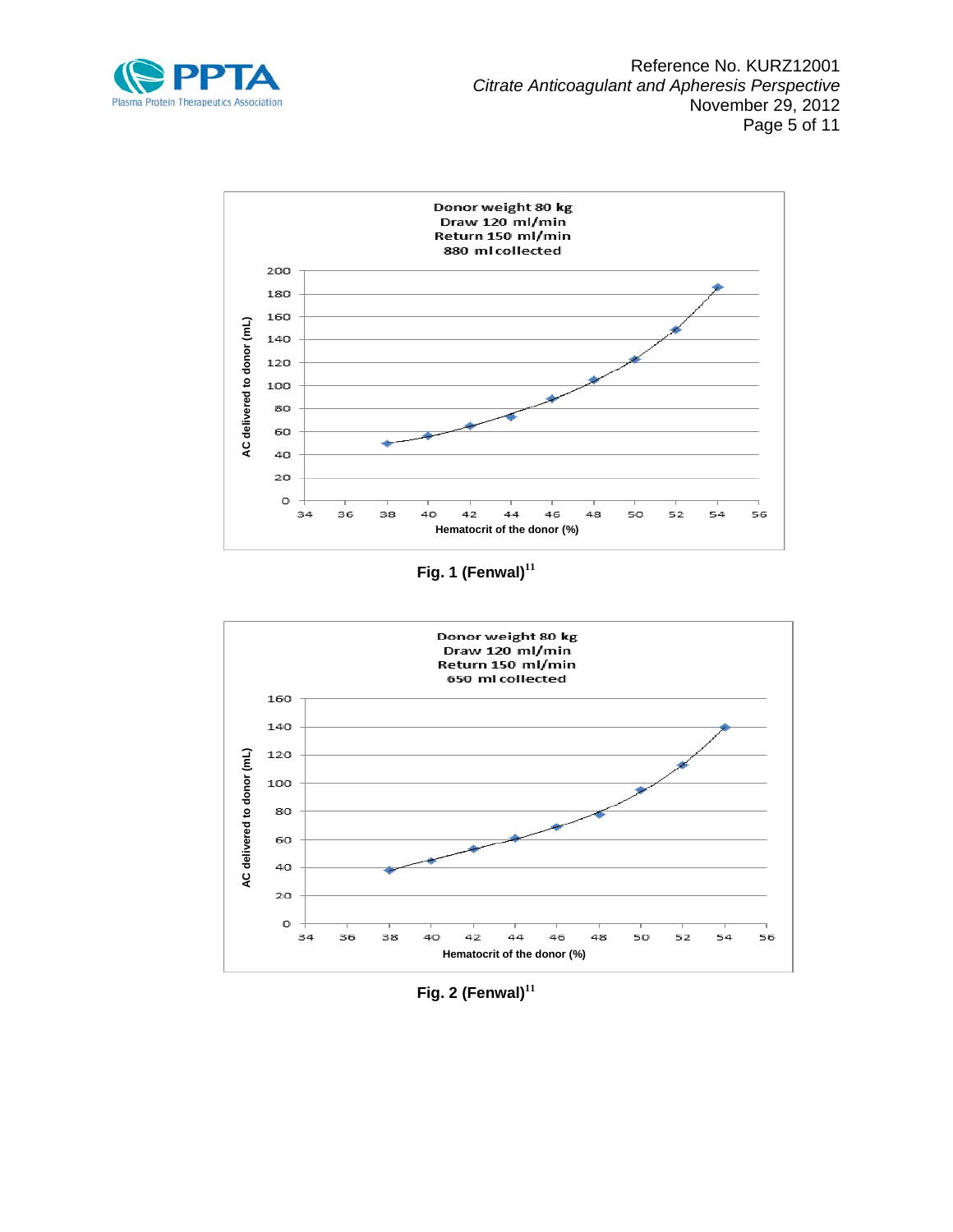Fig. 1 (Fenwal)[11]

Fig. 2 (Fenwal)[11]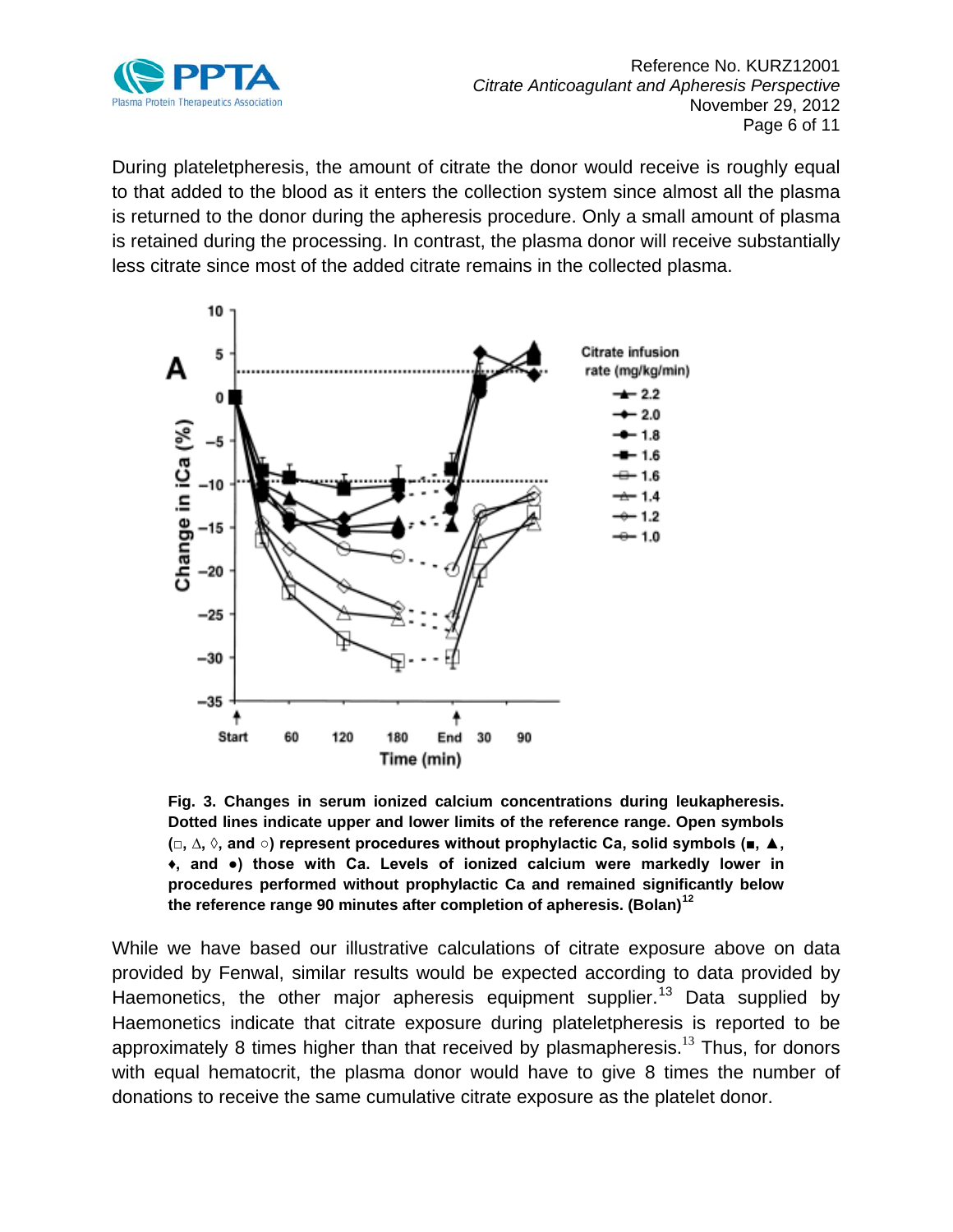During plateletpheresis, the amount of citrate the donor would receive is roughly equal to that added to the blood as it enters the collection system since almost all the plasma is returned to the donor during the apheresis procedure. Only a small amount of plasma is retained during the processing. In contrast, the plasma donor will receive substantially less citrate since most of the added citrate remains in the collected plasma.

**Fig. 3. Changes in serum ionized calcium concentrations during leukapheresis. Dotted lines indicate upper and lower limits of the reference range. Open symbols (□, △, ◊, and ○) represent procedures without prophylactic Ca, solid symbols (■, ▲, ♦, and ●) those with Ca. Levels of ionized calcium were markedly lower in procedures performed without prophylactic Ca and remained significantly below the reference range 90 minutes after completion of apheresis. (Bolan)[12]**

While we have based our illustrative calculations of citrate exposure above on data provided by Fenwal, similar results would be expected according to data provided by Haemonetics, the other major apheresis equipment supplier.[13] Data supplied by Haemonetics indicate that citrate exposure during plateletpheresis is reported to be approximately 8 times higher than that received by plasmapheresis.[13] Thus, for donors with equal hematocrit, the plasma donor would have to give 8 times the number of donations to receive the same cumulative citrate exposure as the platelet donor.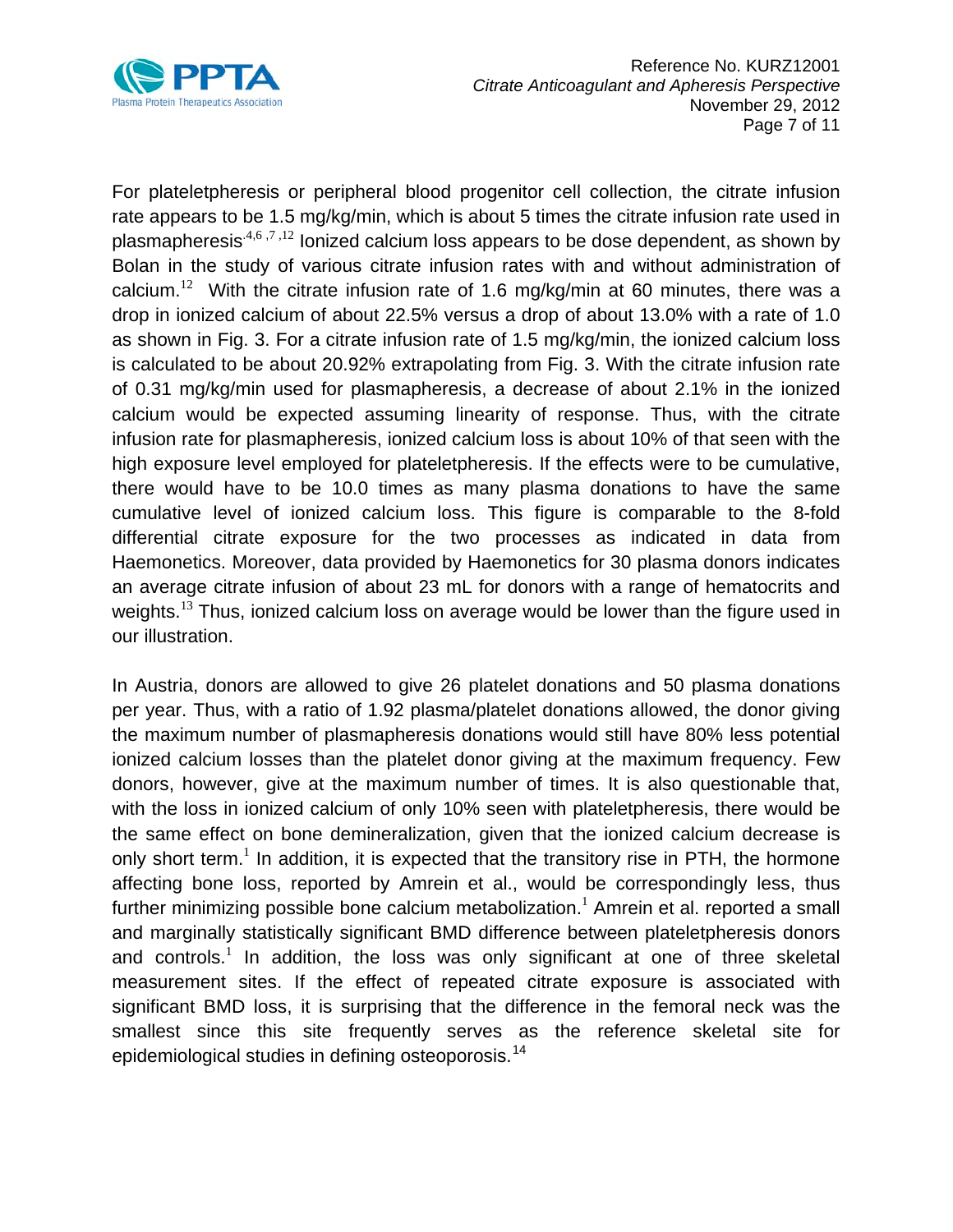For plateletpheresis or peripheral blood progenitor cell collection, the citrate infusion rate appears to be 1.5 mg/kg/min, which is about 5 times the citrate infusion rate used in plasmapheresis.[4,6,7,12] Ionized calcium loss appears to be dose dependent, as shown by Bolan in the study of various citrate infusion rates with and without administration of calcium.[12] With the citrate infusion rate of 1.6 mg/kg/min at 60 minutes, there was a drop in ionized calcium of about 22.5% versus a drop of about 13.0% with a rate of 1.0 as shown in Fig. 3. For a citrate infusion rate of 1.5 mg/kg/min, the ionized calcium loss is calculated to be about 20.92% extrapolating from Fig. 3. With the citrate infusion rate of 0.31 mg/kg/min used for plasmapheresis, a decrease of about 2.1% in the ionized calcium would be expected assuming linearity of response. Thus, with the citrate infusion rate for plasmapheresis, ionized calcium loss is about 10% of that seen with the high exposure level employed for plateletpheresis. If the effects were to be cumulative, there would have to be 10.0 times as many plasma donations to have the same cumulative level of ionized calcium loss. This figure is comparable to the 8-fold differential citrate exposure for the two processes as indicated in data from Haemonetics. Moreover, data provided by Haemonetics for 30 plasma donors indicates an average citrate infusion of about 23 mL for donors with a range of hematocrits and weights.[13] Thus, ionized calcium loss on average would be lower than the figure used in our illustration.

In Austria, donors are allowed to give 26 platelet donations and 50 plasma donations per year. Thus, with a ratio of 1.92 plasma/platelet donations allowed, the donor giving the maximum number of plasmapheresis donations would still have 80% less potential ionized calcium losses than the platelet donor giving at the maximum frequency. Few donors, however, give at the maximum number of times. It is also questionable that, with the loss in ionized calcium of only 10% seen with plateletpheresis, there would be the same effect on bone demineralization, given that the ionized calcium decrease is only short term.[1] In addition, it is expected that the transitory rise in PTH, the hormone affecting bone loss, reported by Amrein et al., would be correspondingly less, thus further minimizing possible bone calcium metabolization.[1] Amrein et al. reported a small and marginally statistically significant BMD difference between plateletpheresis donors and controls.[1] In addition, the loss was only significant at one of three skeletal measurement sites. If the effect of repeated citrate exposure is associated with significant BMD loss, it is surprising that the difference in the femoral neck was the smallest since this site frequently serves as the reference skeletal site for epidemiological studies in defining osteoporosis.[14]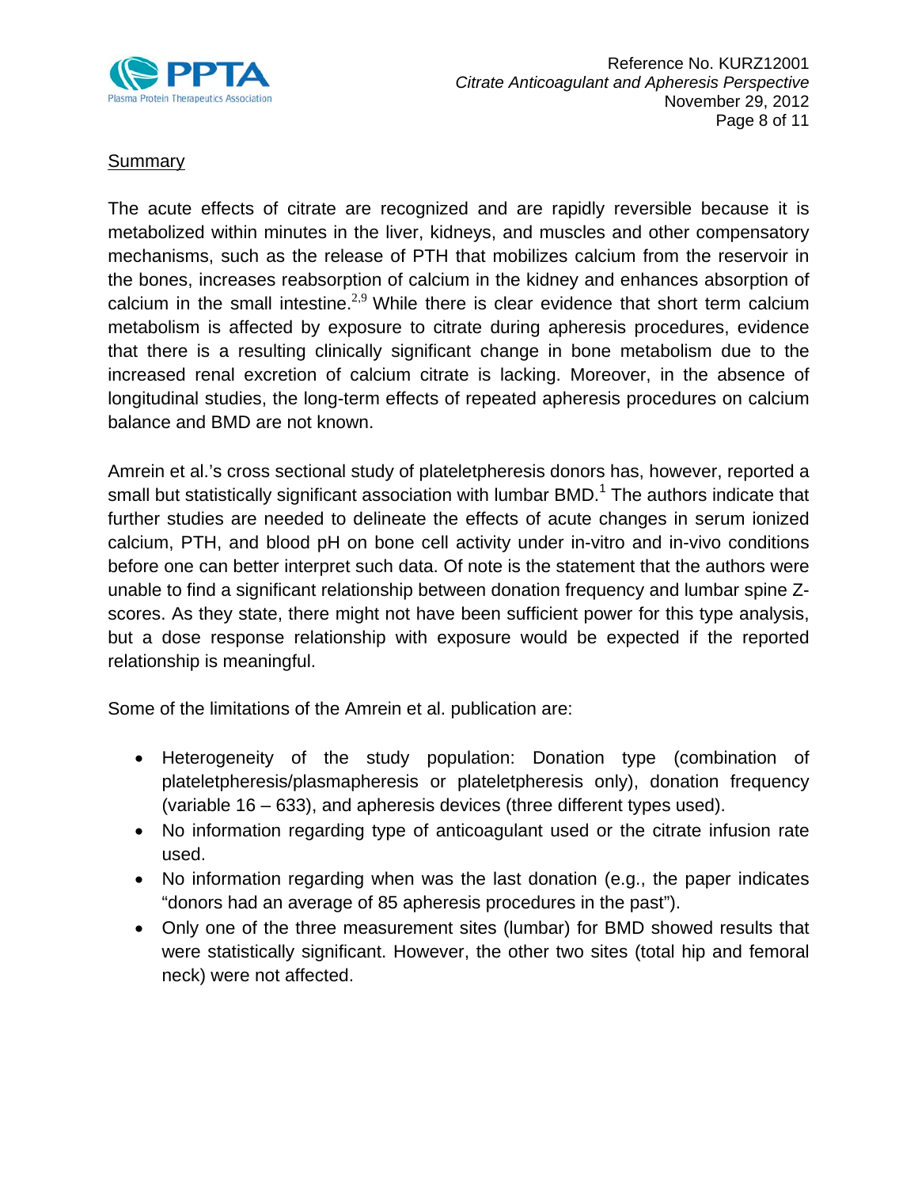## Summary

The acute effects of citrate are recognized and are rapidly reversible because it is metabolized within minutes in the liver, kidneys, and muscles and other compensatory mechanisms, such as the release of PTH that mobilizes calcium from the reservoir in the bones, increases reabsorption of calcium in the kidney and enhances absorption of calcium in the small intestine.[2,9] While there is clear evidence that short term calcium metabolism is affected by exposure to citrate during apheresis procedures, evidence that there is a resulting clinically significant change in bone metabolism due to the increased renal excretion of calcium citrate is lacking. Moreover, in the absence of longitudinal studies, the long-term effects of repeated apheresis procedures on calcium balance and BMD are not known.

Amrein et al.'s cross sectional study of plateletpheresis donors has, however, reported a small but statistically significant association with lumbar BMD.[1] The authors indicate that further studies are needed to delineate the effects of acute changes in serum ionized calcium, PTH, and blood pH on bone cell activity under in-vitro and in-vivo conditions before one can better interpret such data. Of note is the statement that the authors were unable to find a significant relationship between donation frequency and lumbar spine Z-scores. As they state, there might not have been sufficient power for this type analysis, but a dose response relationship with exposure would be expected if the reported relationship is meaningful.

Some of the limitations of the Amrein et al. publication are:

- Heterogeneity of the study population: Donation type (combination of plateletpheresis/plasmapheresis or plateletpheresis only), donation frequency (variable 16 – 633), and apheresis devices (three different types used).
- No information regarding type of anticoagulant used or the citrate infusion rate used.
- No information regarding when was the last donation (e.g., the paper indicates "donors had an average of 85 apheresis procedures in the past").
- Only one of the three measurement sites (lumbar) for BMD showed results that were statistically significant. However, the other two sites (total hip and femoral neck) were not affected.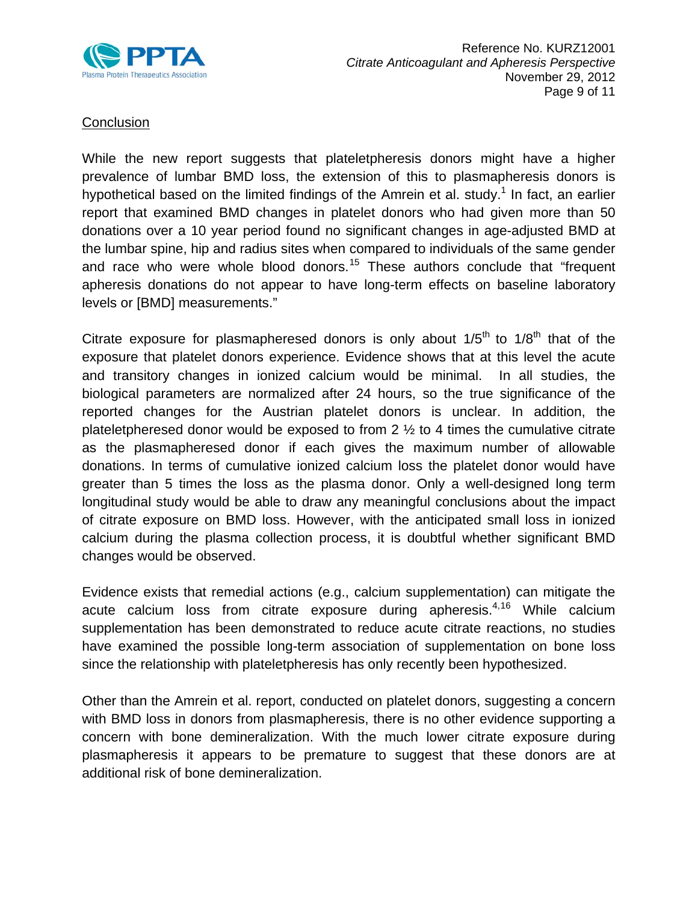## Conclusion

While the new report suggests that plateletpheresis donors might have a higher prevalence of lumbar BMD loss, the extension of this to plasmapheresis donors is hypothetical based on the limited findings of the Amrein et al. study.[1] In fact, an earlier report that examined BMD changes in platelet donors who had given more than 50 donations over a 10 year period found no significant changes in age-adjusted BMD at the lumbar spine, hip and radius sites when compared to individuals of the same gender and race who were whole blood donors.[15] These authors conclude that "frequent apheresis donations do not appear to have long-term effects on baseline laboratory levels or [BMD] measurements."

Citrate exposure for plasmapheresed donors is only about 1/5th to 1/8th that of the exposure that platelet donors experience. Evidence shows that at this level the acute and transitory changes in ionized calcium would be minimal. In all studies, the biological parameters are normalized after 24 hours, so the true significance of the reported changes for the Austrian platelet donors is unclear. In addition, the plateletpheresed donor would be exposed to from 2 ½ to 4 times the cumulative citrate as the plasmapheresed donor if each gives the maximum number of allowable donations. In terms of cumulative ionized calcium loss the platelet donor would have greater than 5 times the loss as the plasma donor. Only a well-designed long term longitudinal study would be able to draw any meaningful conclusions about the impact of citrate exposure on BMD loss. However, with the anticipated small loss in ionized calcium during the plasma collection process, it is doubtful whether significant BMD changes would be observed.

Evidence exists that remedial actions (e.g., calcium supplementation) can mitigate the acute calcium loss from citrate exposure during apheresis.[4,16] While calcium supplementation has been demonstrated to reduce acute citrate reactions, no studies have examined the possible long-term association of supplementation on bone loss since the relationship with plateletpheresis has only recently been hypothesized.

Other than the Amrein et al. report, conducted on platelet donors, suggesting a concern with BMD loss in donors from plasmapheresis, there is no other evidence supporting a concern with bone demineralization. With the much lower citrate exposure during plasmapheresis it appears to be premature to suggest that these donors are at additional risk of bone demineralization.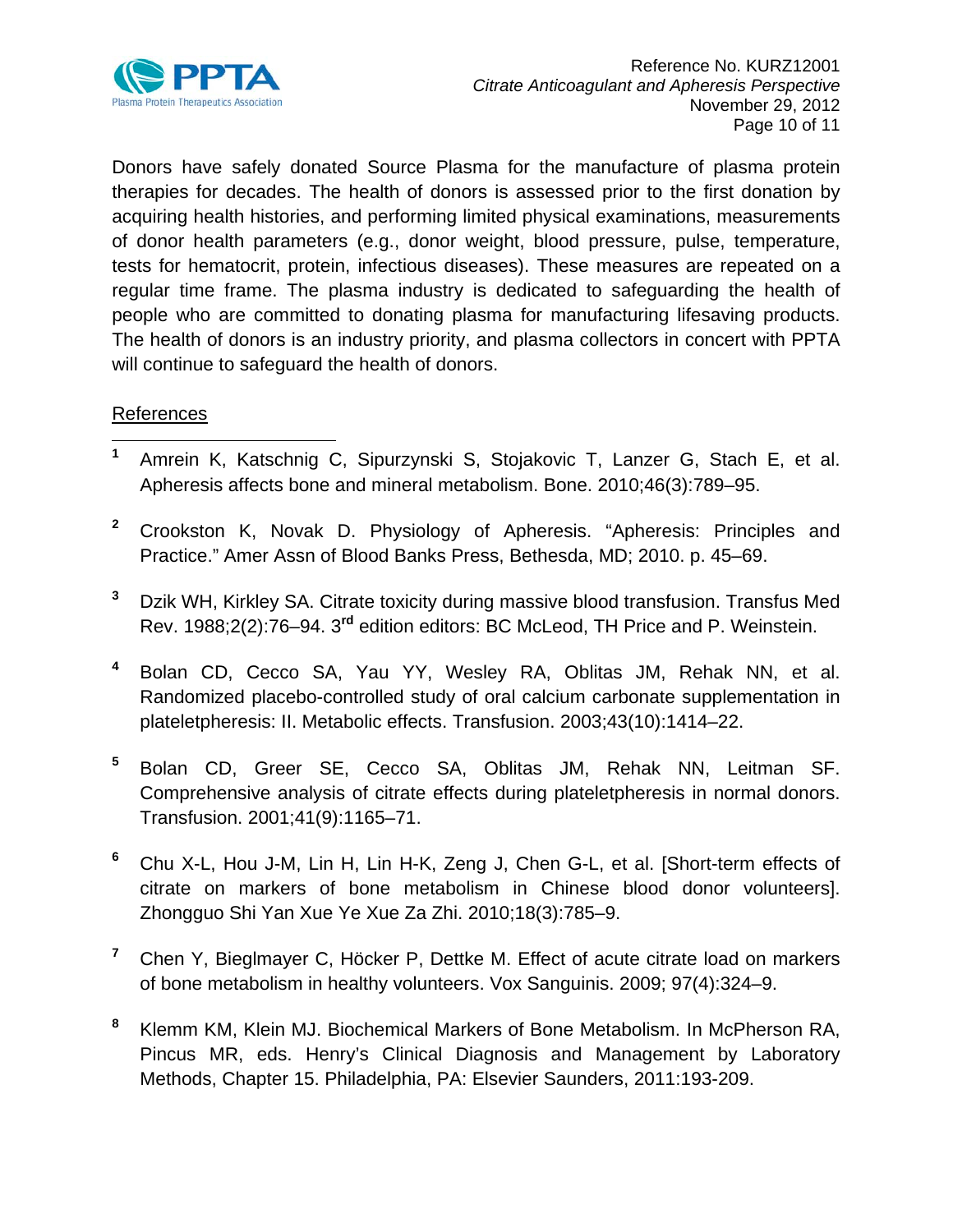Donors have safely donated Source Plasma for the manufacture of plasma protein therapies for decades. The health of donors is assessed prior to the first donation by acquiring health histories, and performing limited physical examinations, measurements of donor health parameters (e.g., donor weight, blood pressure, pulse, temperature, tests for hematocrit, protein, infectious diseases). These measures are repeated on a regular time frame. The plasma industry is dedicated to safeguarding the health of people who are committed to donating plasma for manufacturing lifesaving products. The health of donors is an industry priority, and plasma collectors in concert with PPTA will continue to safeguard the health of donors.

References

[1] Amrein K, Katschnig C, Sipurzynski S, Stojakovic T, Lanzer G, Stach E, et al. Apheresis affects bone and mineral metabolism. Bone. 2010;46(3):789–95.

[2] Crookston K, Novak D. Physiology of Apheresis. "Apheresis: Principles and Practice." Amer Assn of Blood Banks Press, Bethesda, MD; 2010. p. 45–69.

[3] Dzik WH, Kirkley SA. Citrate toxicity during massive blood transfusion. Transfus Med Rev. 1988;2(2):76–94. 3rd edition editors: BC McLeod, TH Price and P. Weinstein.

[4] Bolan CD, Cecco SA, Yau YY, Wesley RA, Oblitas JM, Rehak NN, et al. Randomized placebo-controlled study of oral calcium carbonate supplementation in plateletpheresis: II. Metabolic effects. Transfusion. 2003;43(10):1414–22.

[5] Bolan CD, Greer SE, Cecco SA, Oblitas JM, Rehak NN, Leitman SF. Comprehensive analysis of citrate effects during plateletpheresis in normal donors. Transfusion. 2001;41(9):1165–71.

[6] Chu X-L, Hou J-M, Lin H, Lin H-K, Zeng J, Chen G-L, et al. [Short-term effects of citrate on markers of bone metabolism in Chinese blood donor volunteers]. Zhongguo Shi Yan Xue Ye Xue Za Zhi. 2010;18(3):785–9.

[7] Chen Y, Bieglmayer C, Höcker P, Dettke M. Effect of acute citrate load on markers of bone metabolism in healthy volunteers. Vox Sanguinis. 2009; 97(4):324–9.

[8] Klemm KM, Klein MJ. Biochemical Markers of Bone Metabolism. In McPherson RA, Pincus MR, eds. Henry's Clinical Diagnosis and Management by Laboratory Methods, Chapter 15. Philadelphia, PA: Elsevier Saunders, 2011:193-209.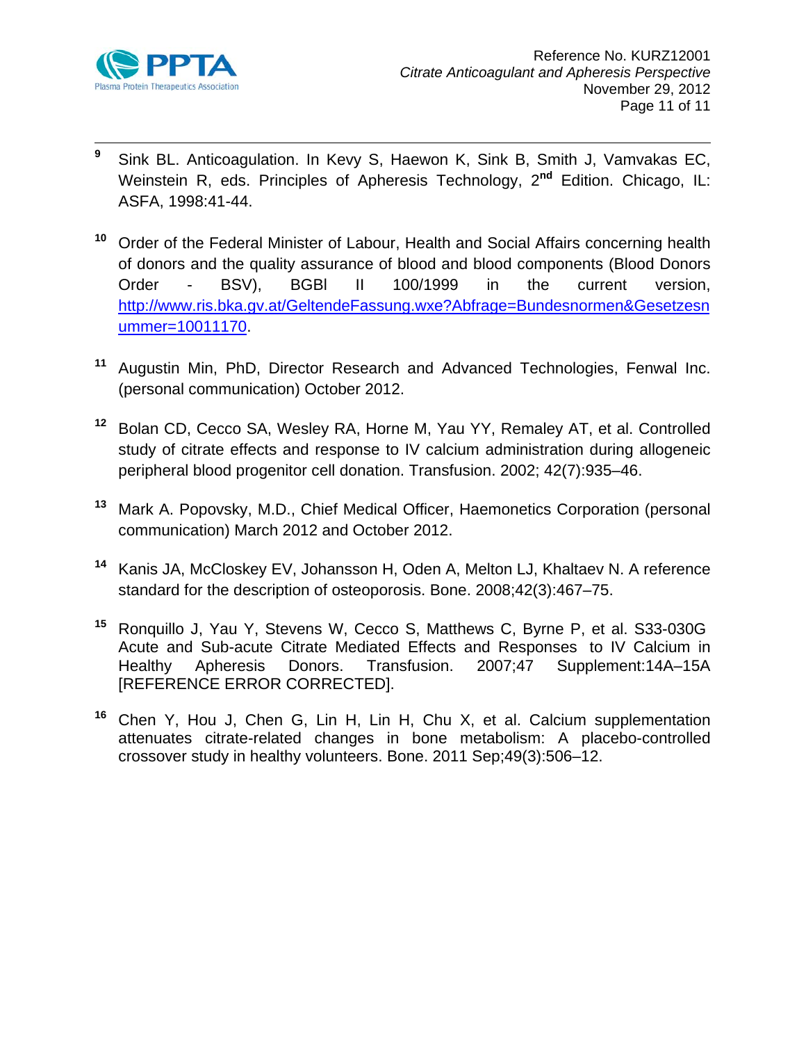[9] Sink BL. Anticoagulation. In Kevy S, Haewon K, Sink B, Smith J, Vamvakas EC, Weinstein R, eds. Principles of Apheresis Technology, 2nd Edition. Chicago, IL: ASFA, 1998:41-44.

[10] Order of the Federal Minister of Labour, Health and Social Affairs concerning health of donors and the quality assurance of blood and blood components (Blood Donors Order - BSV), BGBl II 100/1999 in the current version, [http://www.ris.bka.gv.at/GeltendeFassung.wxe?Abfrage=Bundesnormen&Gesetzesnummer=10011170](http://www.ris.bka.gv.at/GeltendeFassung.wxe?Abfrage=Bundesnormen&Gesetzesnummer=10011170).

[11] Augustin Min, PhD, Director Research and Advanced Technologies, Fenwal Inc. (personal communication) October 2012.

[12] Bolan CD, Cecco SA, Wesley RA, Horne M, Yau YY, Remaley AT, et al. Controlled study of citrate effects and response to IV calcium administration during allogeneic peripheral blood progenitor cell donation. Transfusion. 2002; 42(7):935–46.

[13] Mark A. Popovsky, M.D., Chief Medical Officer, Haemonetics Corporation (personal communication) March 2012 and October 2012.

[14] Kanis JA, McCloskey EV, Johansson H, Oden A, Melton LJ, Khaltaev N. A reference standard for the description of osteoporosis. Bone. 2008;42(3):467–75.

[15] Ronquillo J, Yau Y, Stevens W, Cecco S, Matthews C, Byrne P, et al. S33-030G Acute and Sub-acute Citrate Mediated Effects and Responses to IV Calcium in Healthy Apheresis Donors. Transfusion. 2007;47 Supplement:14A–15A [REFERENCE ERROR CORRECTED].

[16] Chen Y, Hou J, Chen G, Lin H, Lin H, Chu X, et al. Calcium supplementation attenuates citrate-related changes in bone metabolism: A placebo-controlled crossover study in healthy volunteers. Bone. 2011 Sep;49(3):506–12.